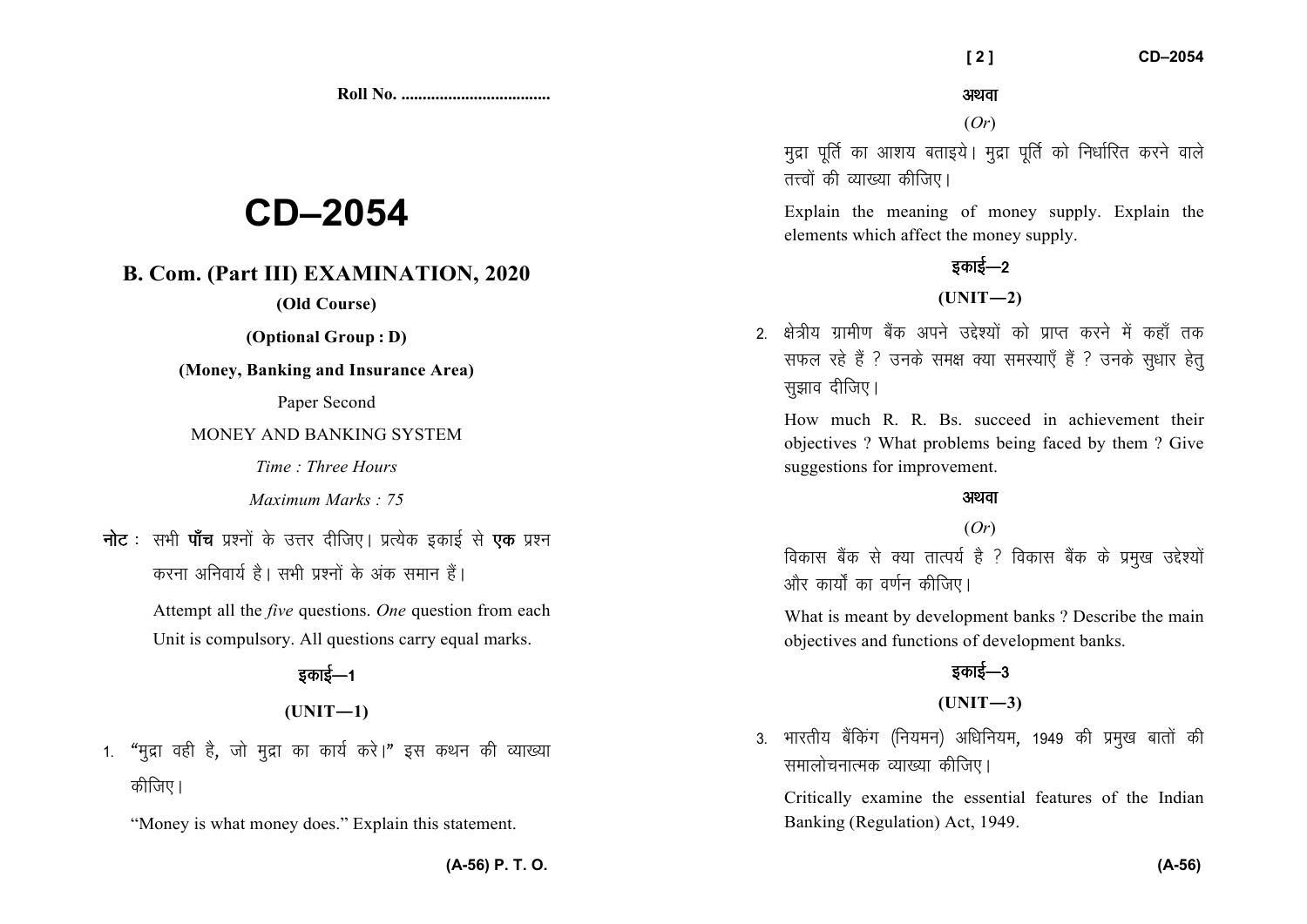Roll No. ..................................

# CD–2054

## B. Com. (Part III) EXAMINATION, 2020

**(Old Course)**

**(Optional Group : D)**

**(Money, Banking and Insurance Area)**

Paper Second

MONEY AND BANKING SYSTEM

*Time : Three Hours*

*Maximum Marks : 75*

**नोट** : सभी **पाँच** प्रश्नों के उत्तर दीजिए। प्रत्येक इकाई से **एक** प्रश्न करना अनिवार्य है। सभी प्रश्नों के अंक समान हैं।

Attempt all the *five* questions. *One* question from each Unit is compulsory. All questions carry equal marks.

### इकाई—1

### (UNIT—1)

1. "मुद्रा वही है, जो मुद्रा का कार्य करे।" इस कथन की व्याख्या कीजिए।

   "Money is what money does." Explain this statement.

**अथवा**

(*Or*)

मुद्रा पूर्ति का आशय बताइये। मुद्रा पूर्ति को निर्धारित करने वाले तत्त्वों की व्याख्या कीजिए।

Explain the meaning of money supply. Explain the elements which affect the money supply.

### इकाई—2

### (UNIT—2)

2. क्षेत्रीय ग्रामीण बैंक अपने उद्देश्यों को प्राप्त करने में कहाँ तक सफल रहे हैं ? उनके समक्ष क्या समस्याएँ हैं ? उनके सुधार हेतु सुझाव दीजिए।

   How much R. R. Bs. succeed in achievement their objectives ? What problems being faced by them ? Give suggestions for improvement.

**अथवा**

(*Or*)

विकास बैंक से क्या तात्पर्य है ? विकास बैंक के प्रमुख उद्देश्यों और कार्यों का वर्णन कीजिए।

What is meant by development banks ? Describe the main objectives and functions of development banks.

### इकाई—3

### (UNIT—3)

3. भारतीय बैंकिंग (नियमन) अधिनियम, 1949 की प्रमुख बातों की समालोचनात्मक व्याख्या कीजिए।

   Critically examine the essential features of the Indian Banking (Regulation) Act, 1949.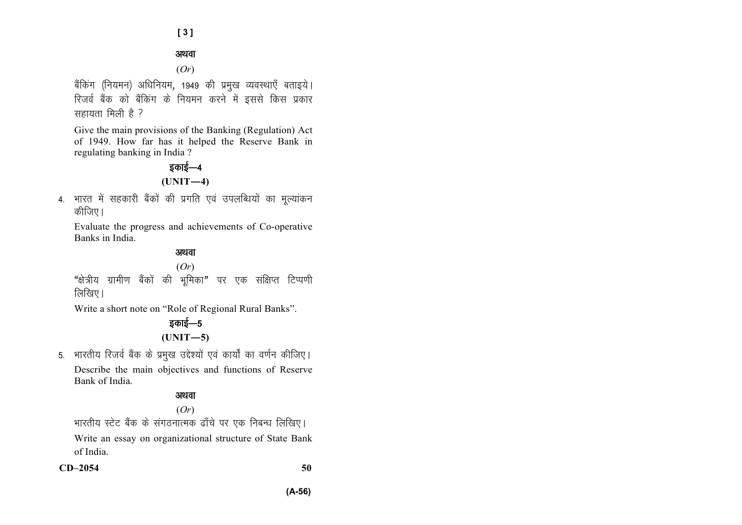अथवा

(*Or*)

बैंकिंग (नियमन) अधिनियम, 1949 की प्रमुख व्यवस्थाएँ बताइये। रिजर्व बैंक को बैंकिंग के नियमन करने में इससे किस प्रकार सहायता मिली है ?

Give the main provisions of the Banking (Regulation) Act of 1949. How far has it helped the Reserve Bank in regulating banking in India ?

## इकाई—4

## (UNIT—4)

4. भारत में सहकारी बैंकों की प्रगति एवं उपलब्धियों का मूल्यांकन कीजिए।

   Evaluate the progress and achievements of Co-operative Banks in India.

अथवा

(*Or*)

"क्षेत्रीय ग्रामीण बैंकों की भूमिका" पर एक संक्षिप्त टिप्पणी लिखिए।

Write a short note on "Role of Regional Rural Banks".

## इकाई—5

## (UNIT—5)

5. भारतीय रिजर्व बैंक के प्रमुख उद्देश्यों एवं कार्यों का वर्णन कीजिए।

   Describe the main objectives and functions of Reserve Bank of India.

अथवा

(*Or*)

भारतीय स्टेट बैंक के संगठनात्मक ढाँचे पर एक निबन्ध लिखिए।

Write an essay on organizational structure of State Bank of India.

**CD–2054** **50**

**(A-56)**